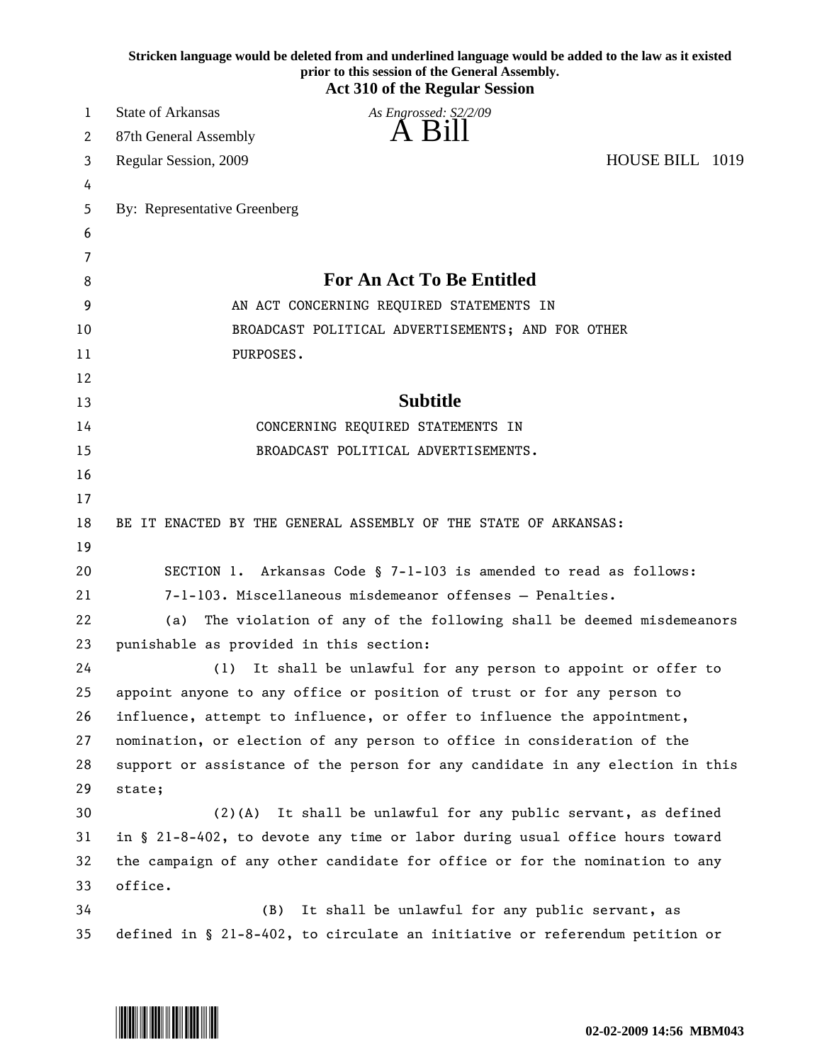**Stricken language would be deleted from and underlined language would be added to the law as it existed prior to this session of the General Assembly.**

**Act 310 of the Regular Session**

State of Arkansas

*As Engrossed: S2/2/09*

# A Bill

87th General Assembly

Regular Session, 2009

HOUSE BILL 1019

By: Representative Greenberg

## For An Act To Be Entitled

AN ACT CONCERNING REQUIRED STATEMENTS IN BROADCAST POLITICAL ADVERTISEMENTS; AND FOR OTHER PURPOSES.

## Subtitle

CONCERNING REQUIRED STATEMENTS IN BROADCAST POLITICAL ADVERTISEMENTS.

BE IT ENACTED BY THE GENERAL ASSEMBLY OF THE STATE OF ARKANSAS:

SECTION 1. Arkansas Code § 7-1-103 is amended to read as follows:

7-1-103. Miscellaneous misdemeanor offenses — Penalties.

(a) The violation of any of the following shall be deemed misdemeanors punishable as provided in this section:

(1) It shall be unlawful for any person to appoint or offer to appoint anyone to any office or position of trust or for any person to influence, attempt to influence, or offer to influence the appointment, nomination, or election of any person to office in consideration of the support or assistance of the person for any candidate in any election in this state;

(2)(A) It shall be unlawful for any public servant, as defined in § 21-8-402, to devote any time or labor during usual office hours toward the campaign of any other candidate for office or for the nomination to any office.

(B) It shall be unlawful for any public servant, as defined in § 21-8-402, to circulate an initiative or referendum petition or

02-02-2009 14:56 MBM043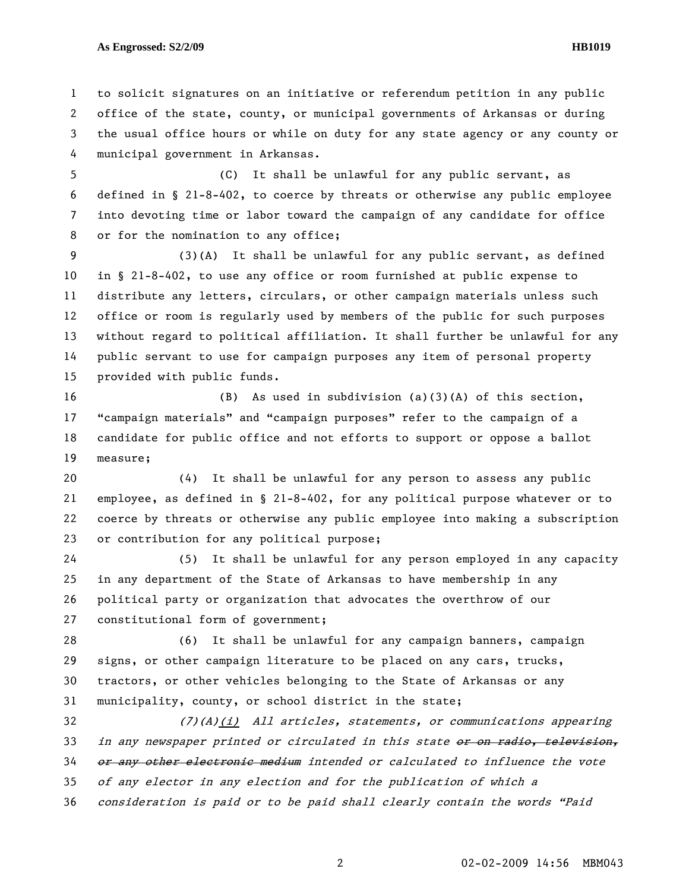to solicit signatures on an initiative or referendum petition in any public office of the state, county, or municipal governments of Arkansas or during the usual office hours or while on duty for any state agency or any county or municipal government in Arkansas.

(C) It shall be unlawful for any public servant, as defined in § 21-8-402, to coerce by threats or otherwise any public employee into devoting time or labor toward the campaign of any candidate for office or for the nomination to any office;

(3)(A) It shall be unlawful for any public servant, as defined in § 21-8-402, to use any office or room furnished at public expense to distribute any letters, circulars, or other campaign materials unless such office or room is regularly used by members of the public for such purposes without regard to political affiliation. It shall further be unlawful for any public servant to use for campaign purposes any item of personal property provided with public funds.

(B) As used in subdivision (a)(3)(A) of this section, "campaign materials" and "campaign purposes" refer to the campaign of a candidate for public office and not efforts to support or oppose a ballot measure;

(4) It shall be unlawful for any person to assess any public employee, as defined in § 21-8-402, for any political purpose whatever or to coerce by threats or otherwise any public employee into making a subscription or contribution for any political purpose;

(5) It shall be unlawful for any person employed in any capacity in any department of the State of Arkansas to have membership in any political party or organization that advocates the overthrow of our constitutional form of government;

(6) It shall be unlawful for any campaign banners, campaign signs, or other campaign literature to be placed on any cars, trucks, tractors, or other vehicles belonging to the State of Arkansas or any municipality, county, or school district in the state;

*(7)(A)<u>(i)</u> All articles, statements, or communications appearing in any newspaper printed or circulated in this state ~~or on radio, television, or any other electronic medium~~ intended or calculated to influence the vote of any elector in any election and for the publication of which a consideration is paid or to be paid shall clearly contain the words "Paid*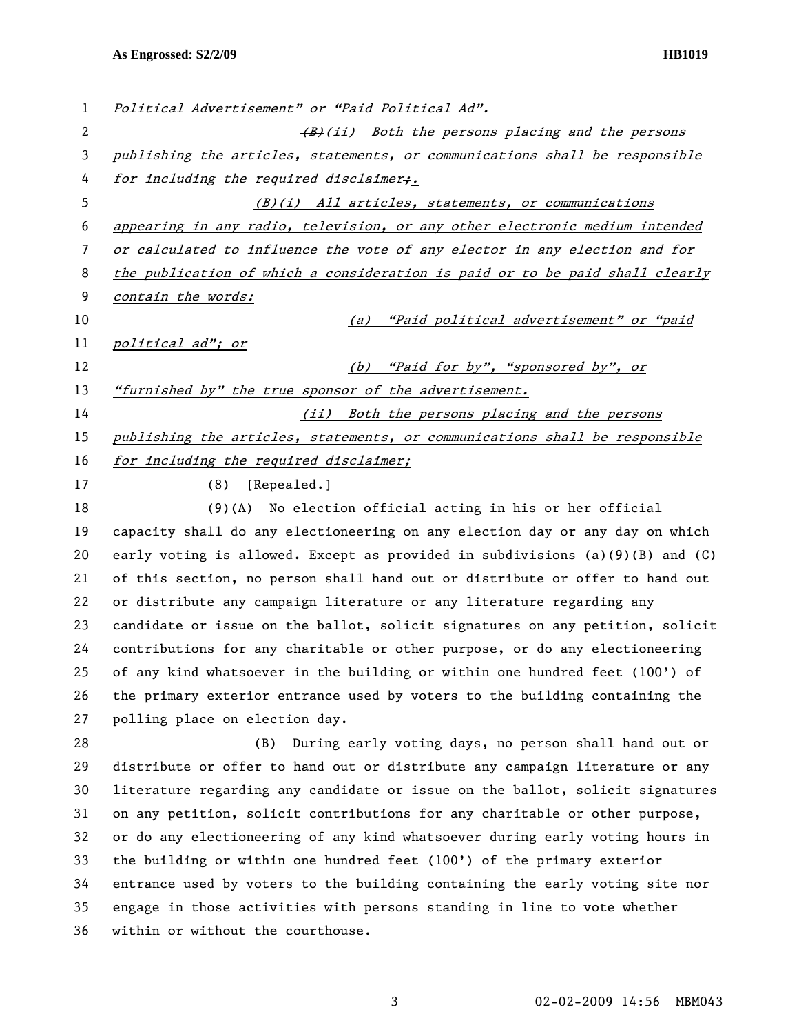*Political Advertisement" or "Paid Political Ad".*

~~*(B)*~~*(ii) Both the persons placing and the persons publishing the articles, statements, or communications shall be responsible for including the required disclaimer~~;~~.*

*(B)(i) All articles, statements, or communications appearing in any radio, television, or any other electronic medium intended or calculated to influence the vote of any elector in any election and for the publication of which a consideration is paid or to be paid shall clearly contain the words:*

*(a) "Paid political advertisement" or "paid political ad"; or*

*(b) "Paid for by", "sponsored by", or "furnished by" the true sponsor of the advertisement.*

*(ii) Both the persons placing and the persons publishing the articles, statements, or communications shall be responsible for including the required disclaimer;*

(8) [Repealed.]

(9)(A) No election official acting in his or her official capacity shall do any electioneering on any election day or any day on which early voting is allowed. Except as provided in subdivisions (a)(9)(B) and (C) of this section, no person shall hand out or distribute or offer to hand out or distribute any campaign literature or any literature regarding any candidate or issue on the ballot, solicit signatures on any petition, solicit contributions for any charitable or other purpose, or do any electioneering of any kind whatsoever in the building or within one hundred feet (100') of the primary exterior entrance used by voters to the building containing the polling place on election day.

(B) During early voting days, no person shall hand out or distribute or offer to hand out or distribute any campaign literature or any literature regarding any candidate or issue on the ballot, solicit signatures on any petition, solicit contributions for any charitable or other purpose, or do any electioneering of any kind whatsoever during early voting hours in the building or within one hundred feet (100') of the primary exterior entrance used by voters to the building containing the early voting site nor engage in those activities with persons standing in line to vote whether within or without the courthouse.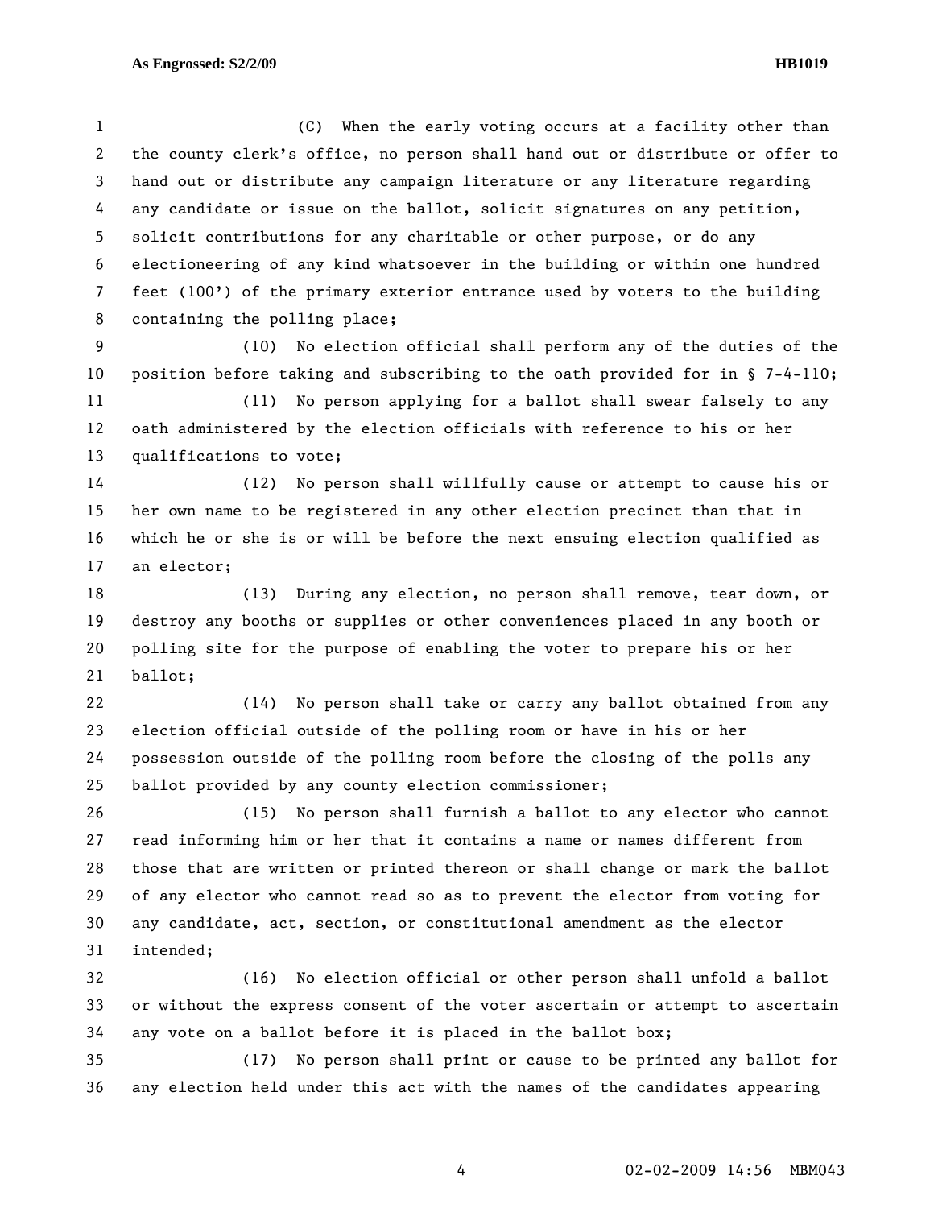(C) When the early voting occurs at a facility other than the county clerk's office, no person shall hand out or distribute or offer to hand out or distribute any campaign literature or any literature regarding any candidate or issue on the ballot, solicit signatures on any petition, solicit contributions for any charitable or other purpose, or do any electioneering of any kind whatsoever in the building or within one hundred feet (100') of the primary exterior entrance used by voters to the building containing the polling place;

(10) No election official shall perform any of the duties of the position before taking and subscribing to the oath provided for in § 7-4-110;

(11) No person applying for a ballot shall swear falsely to any oath administered by the election officials with reference to his or her qualifications to vote;

(12) No person shall willfully cause or attempt to cause his or her own name to be registered in any other election precinct than that in which he or she is or will be before the next ensuing election qualified as an elector;

(13) During any election, no person shall remove, tear down, or destroy any booths or supplies or other conveniences placed in any booth or polling site for the purpose of enabling the voter to prepare his or her ballot;

(14) No person shall take or carry any ballot obtained from any election official outside of the polling room or have in his or her possession outside of the polling room before the closing of the polls any ballot provided by any county election commissioner;

(15) No person shall furnish a ballot to any elector who cannot read informing him or her that it contains a name or names different from those that are written or printed thereon or shall change or mark the ballot of any elector who cannot read so as to prevent the elector from voting for any candidate, act, section, or constitutional amendment as the elector intended;

(16) No election official or other person shall unfold a ballot or without the express consent of the voter ascertain or attempt to ascertain any vote on a ballot before it is placed in the ballot box;

(17) No person shall print or cause to be printed any ballot for any election held under this act with the names of the candidates appearing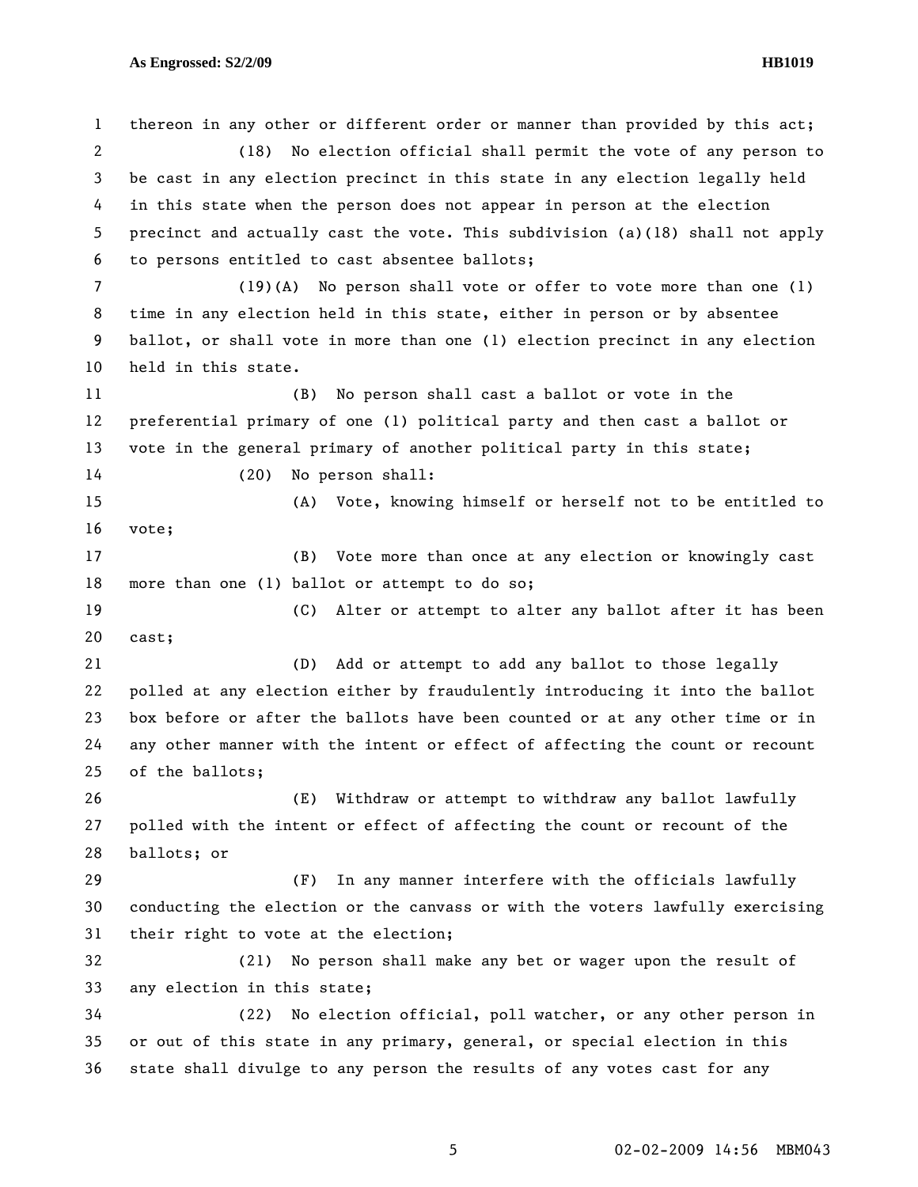thereon in any other or different order or manner than provided by this act;

(18) No election official shall permit the vote of any person to be cast in any election precinct in this state in any election legally held in this state when the person does not appear in person at the election precinct and actually cast the vote. This subdivision (a)(18) shall not apply to persons entitled to cast absentee ballots;

(19)(A) No person shall vote or offer to vote more than one (1) time in any election held in this state, either in person or by absentee ballot, or shall vote in more than one (1) election precinct in any election held in this state.

(B) No person shall cast a ballot or vote in the preferential primary of one (1) political party and then cast a ballot or vote in the general primary of another political party in this state;

(20) No person shall:

(A) Vote, knowing himself or herself not to be entitled to vote;

(B) Vote more than once at any election or knowingly cast more than one (1) ballot or attempt to do so;

(C) Alter or attempt to alter any ballot after it has been cast;

(D) Add or attempt to add any ballot to those legally polled at any election either by fraudulently introducing it into the ballot box before or after the ballots have been counted or at any other time or in any other manner with the intent or effect of affecting the count or recount of the ballots;

(E) Withdraw or attempt to withdraw any ballot lawfully polled with the intent or effect of affecting the count or recount of the ballots; or

(F) In any manner interfere with the officials lawfully conducting the election or the canvass or with the voters lawfully exercising their right to vote at the election;

(21) No person shall make any bet or wager upon the result of any election in this state;

(22) No election official, poll watcher, or any other person in or out of this state in any primary, general, or special election in this state shall divulge to any person the results of any votes cast for any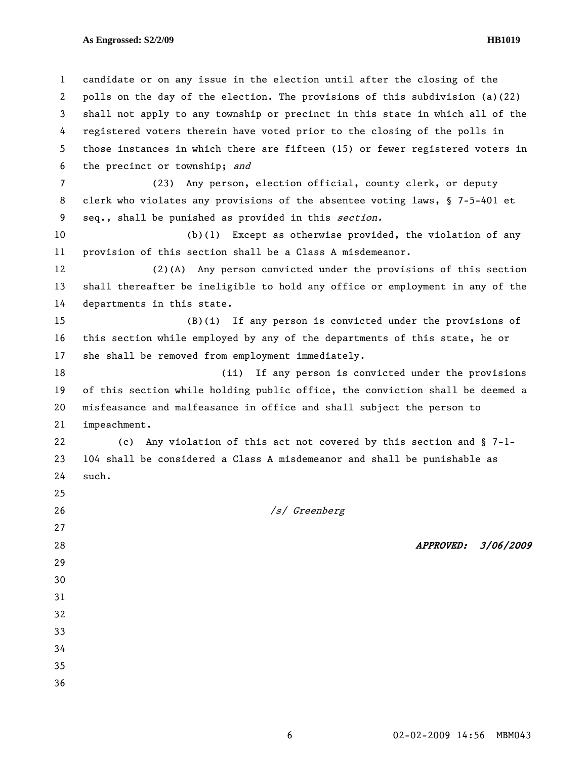candidate or on any issue in the election until after the closing of the polls on the day of the election. The provisions of this subdivision (a)(22) shall not apply to any township or precinct in this state in which all of the registered voters therein have voted prior to the closing of the polls in those instances in which there are fifteen (15) or fewer registered voters in the precinct or township; *and*

(23) Any person, election official, county clerk, or deputy clerk who violates any provisions of the absentee voting laws, § 7-5-401 et seq., shall be punished as provided in this *section.*

(b)(1) Except as otherwise provided, the violation of any provision of this section shall be a Class A misdemeanor.

(2)(A) Any person convicted under the provisions of this section shall thereafter be ineligible to hold any office or employment in any of the departments in this state.

(B)(i) If any person is convicted under the provisions of this section while employed by any of the departments of this state, he or she shall be removed from employment immediately.

(ii) If any person is convicted under the provisions of this section while holding public office, the conviction shall be deemed a misfeasance and malfeasance in office and shall subject the person to impeachment.

(c) Any violation of this act not covered by this section and § 7-1-104 shall be considered a Class A misdemeanor and shall be punishable as such.

*/s/ Greenberg*

***APPROVED: 3/06/2009***